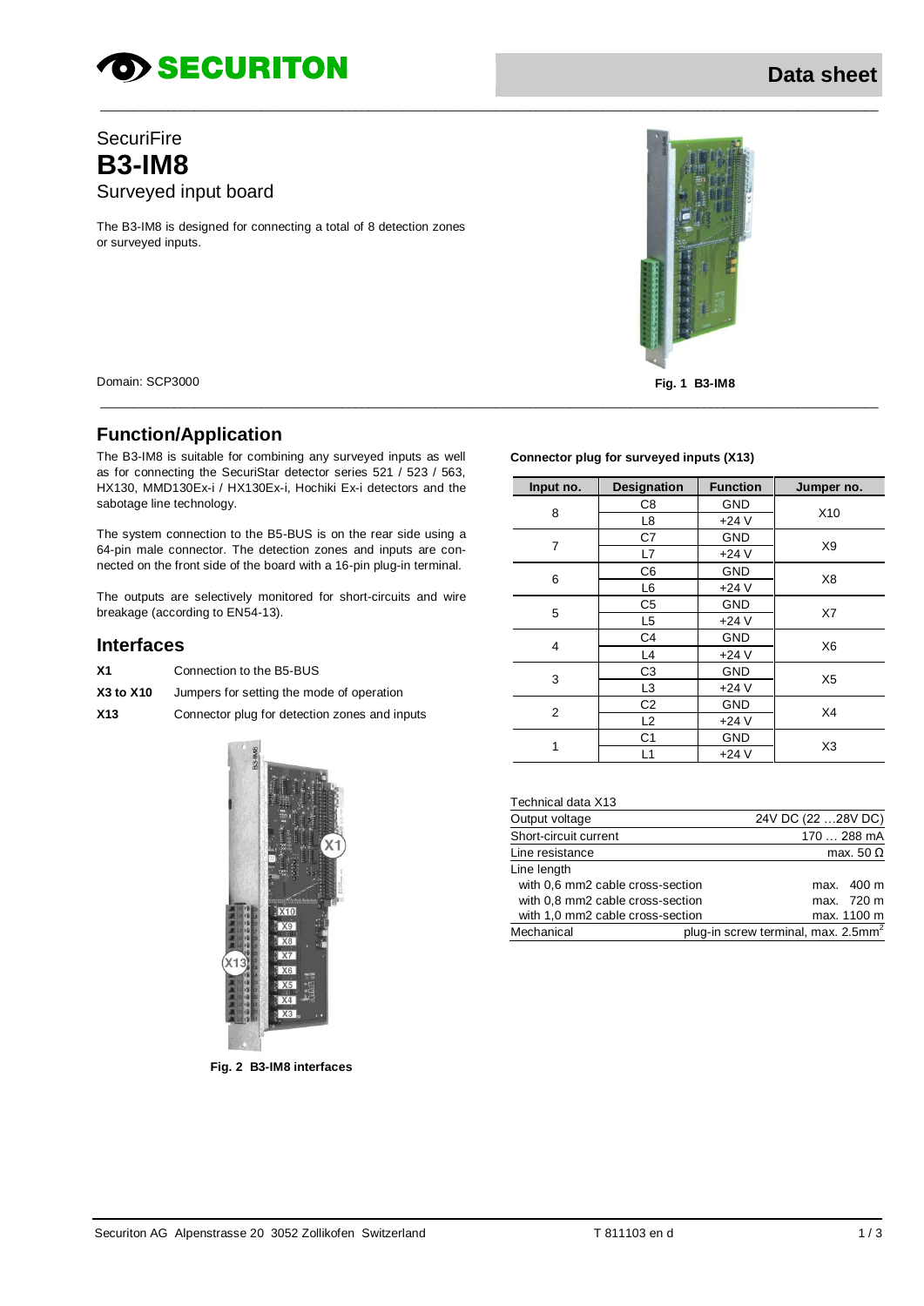SecuriFire

# B3-IM8

Surveyed input board

The B3-IM8 is designed for connecting a total of 8 detection zones or surveyed inputs.

Domain: SCP3000

**Fig. 1 B3-IM8**

## Function/Application

The B3-IM8 is suitable for combining any surveyed inputs as well as for connecting the SecuriStar detector series 521 / 523 / 563, HX130, MMD130Ex-i / HX130Ex-i, Hochiki Ex-i detectors and the sabotage line technology.

The system connection to the B5-BUS is on the rear side using a 64-pin male connector. The detection zones and inputs are connected on the front side of the board with a 16-pin plug-in terminal.

The outputs are selectively monitored for short-circuits and wire breakage (according to EN54-13).

## Interfaces

| | |
|---|---|
| **X1** | Connection to the B5-BUS |
| **X3 to X10** | Jumpers for setting the mode of operation |
| **X13** | Connector plug for detection zones and inputs |

**Fig. 2 B3-IM8 interfaces**

**Connector plug for surveyed inputs (X13)**

| Input no. | Designation | Function | Jumper no. |
|---|---|---|---|
| 8 | C8 | GND | X10 |
| | L8 | +24 V | |
| 7 | C7 | GND | X9 |
| | L7 | +24 V | |
| 6 | C6 | GND | X8 |
| | L6 | +24 V | |
| 5 | C5 | GND | X7 |
| | L5 | +24 V | |
| 4 | C4 | GND | X6 |
| | L4 | +24 V | |
| 3 | C3 | GND | X5 |
| | L3 | +24 V | |
| 2 | C2 | GND | X4 |
| | L2 | +24 V | |
| 1 | C1 | GND | X3 |
| | L1 | +24 V | |

| Technical data X13 | |
|---|---|
| Output voltage | 24V DC (22 …28V DC) |
| Short-circuit current | 170 … 288 mA |
| Line resistance | max. 50 Ω |
| Line length | |
| with 0,6 mm2 cable cross-section | max. 400 m |
| with 0,8 mm2 cable cross-section | max. 720 m |
| with 1,0 mm2 cable cross-section | max. 1100 m |
| Mechanical | plug-in screw terminal, max. 2.5mm$^2$ |

Securiton AG Alpenstrasse 20 3052 Zollikofen Switzerland T 811103 en d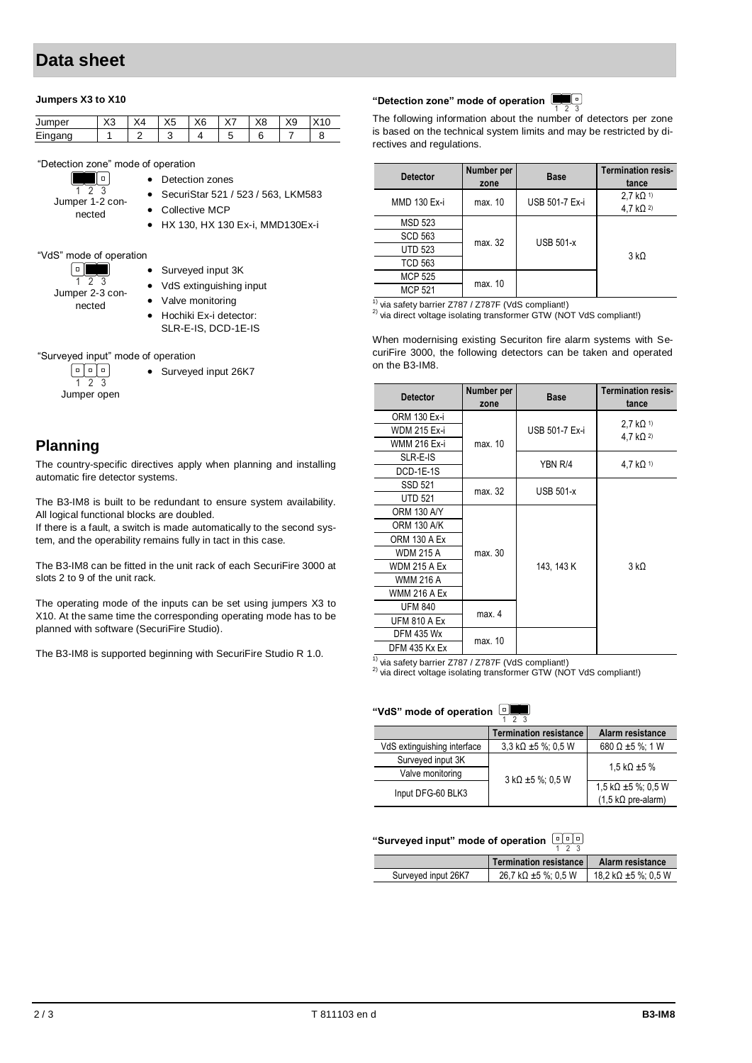# Data sheet

**Jumpers X3 to X10**

| Jumper | X3 | X4 | X5 | X6 | X7 | X8 | X9 | X10 |
|---|---|---|---|---|---|---|---|---|
| Eingang | 1 | 2 | 3 | 4 | 5 | 6 | 7 | 8 |

"Detection zone" mode of operation

1 2 3
Jumper 1-2 connected

- Detection zones
- SecuriStar 521 / 523 / 563, LKM583
- Collective MCP
- HX 130, HX 130 Ex-i, MMD130Ex-i

"VdS" mode of operation

1 2 3
Jumper 2-3 connected

- Surveyed input 3K
- VdS extinguishing input
- Valve monitoring
- Hochiki Ex-i detector: SLR-E-IS, DCD-1E-IS

"Surveyed input" mode of operation

1 2 3
Jumper open

- Surveyed input 26K7

## Planning

The country-specific directives apply when planning and installing automatic fire detector systems.

The B3-IM8 is built to be redundant to ensure system availability. All logical functional blocks are doubled.
If there is a fault, a switch is made automatically to the second system, and the operability remains fully in tact in this case.

The B3-IM8 can be fitted in the unit rack of each SecuriFire 3000 at slots 2 to 9 of the unit rack.

The operating mode of the inputs can be set using jumpers X3 to X10. At the same time the corresponding operating mode has to be planned with software (SecuriFire Studio).

The B3-IM8 is supported beginning with SecuriFire Studio R 1.0.

**"Detection zone" mode of operation** 1 2 3

The following information about the number of detectors per zone is based on the technical system limits and may be restricted by directives and regulations.

| Detector | Number per zone | Base | Termination resistance |
|---|---|---|---|
| MMD 130 Ex-i | max. 10 | USB 501-7 Ex-i | 2,7 kΩ 1)<br>4,7 kΩ 2) |
| MSD 523 | max. 32 | USB 501-x | 3 kΩ |
| SCD 563 | | | |
| UTD 523 | | | |
| TCD 563 | | | |
| MCP 525 | max. 10 | | |
| MCP 521 | | | |

1) via safety barrier Z787 / Z787F (VdS compliant!)
2) via direct voltage isolating transformer GTW (NOT VdS compliant!)

When modernising existing Securiton fire alarm systems with SecuriFire 3000, the following detectors can be taken and operated on the B3-IM8.

| Detector | Number per zone | Base | Termination resistance |
|---|---|---|---|
| ORM 130 Ex-i | max. 10 | USB 501-7 Ex-i | 2,7 kΩ 1)<br>4,7 kΩ 2) |
| WDM 215 Ex-i | | | |
| WMM 216 Ex-i | | | |
| SLR-E-IS | | YBN R/4 | 4,7 kΩ 1) |
| DCD-1E-1S | | | |
| SSD 521 | max. 32 | USB 501-x | 3 kΩ |
| UTD 521 | | | |
| ORM 130 A/Y | max. 30 | 143, 143 K | |
| ORM 130 A/K | | | |
| ORM 130 A Ex | | | |
| WDM 215 A | | | |
| WDM 215 A Ex | | | |
| WMM 216 A | | | |
| WMM 216 A Ex | | | |
| UFM 840 | max. 4 | | |
| UFM 810 A Ex | | | |
| DFM 435 Wx | max. 10 | | |
| DFM 435 Kx Ex | | | |

1) via safety barrier Z787 / Z787F (VdS compliant!)
2) via direct voltage isolating transformer GTW (NOT VdS compliant!)

**"VdS" mode of operation** 1 2 3

| | Termination resistance | Alarm resistance |
|---|---|---|
| VdS extinguishing interface | 3,3 kΩ ±5 %; 0,5 W | 680 Ω ±5 %; 1 W |
| Surveyed input 3K | 3 kΩ ±5 %; 0,5 W | 1,5 kΩ ±5 % |
| Valve monitoring | | |
| Input DFG-60 BLK3 | | 1,5 kΩ ±5 %; 0,5 W<br>(1,5 kΩ pre-alarm) |

**"Surveyed input" mode of operation** 1 2 3

| | Termination resistance | Alarm resistance |
|---|---|---|
| Surveyed input 26K7 | 26,7 kΩ ±5 %; 0,5 W | 18,2 kΩ ±5 %; 0,5 W |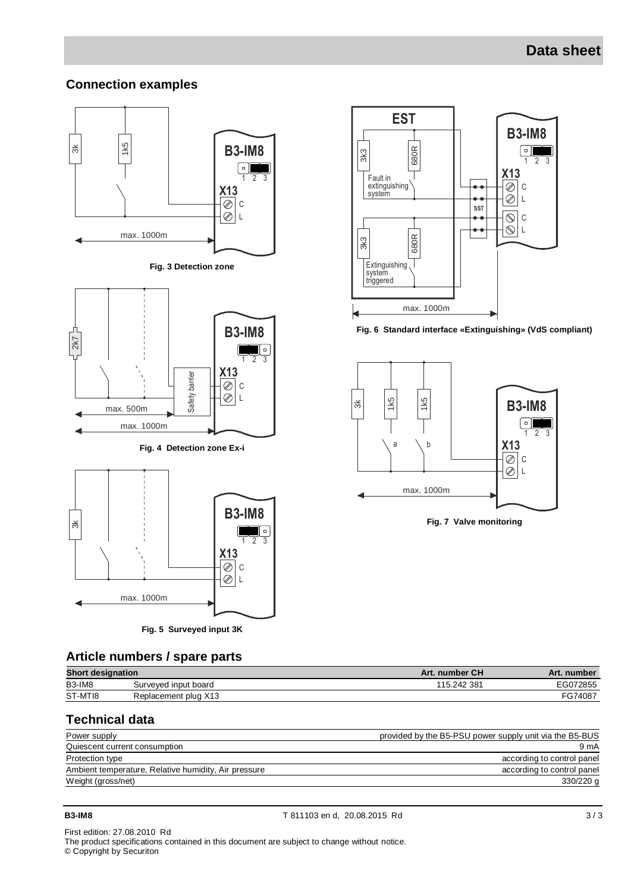## Connection examples

3k
1k5
B3-IM8
1 2 3
X13
C
L
max. 1000m

Fig. 3 Detection zone

2k7
B3-IM8
1 2 3
X13
Safety barrier
C
L
max. 500m
max. 1000m

Fig. 4 Detection zone Ex-i

3k
B3-IM8
1 2 3
X13
C
L
max. 1000m

Fig. 5 Surveyed input 3K

EST
3k3
680R
Fault in extinguishing system
3k3
680R
Extinguishing system triggered
SST
B3-IM8
1 2 3
X13
C
L
C
L
max. 1000m

Fig. 6 Standard interface «Extinguishing» (VdS compliant)

3k
1k5
1k5
a
b
B3-IM8
1 2 3
X13
C
L
max. 1000m

Fig. 7 Valve monitoring

## Article numbers / spare parts

| Short designation | | Art. number CH | Art. number |
|---|---|---|---|
| B3-IM8 | Surveyed input board | 115.242 381 | EG072855 |
| ST-MTI8 | Replacement plug X13 | | FG74087 |

## Technical data

| | |
|---|---|
| Power supply | provided by the B5-PSU power supply unit via the B5-BUS |
| Quiescent current consumption | 9 mA |
| Protection type | according to control panel |
| Ambient temperature, Relative humidity, Air pressure | according to control panel |
| Weight (gross/net) | 330/220 g |

First edition: 27.08.2010 Rd
The product specifications contained in this document are subject to change without notice.
© Copyright by Securiton